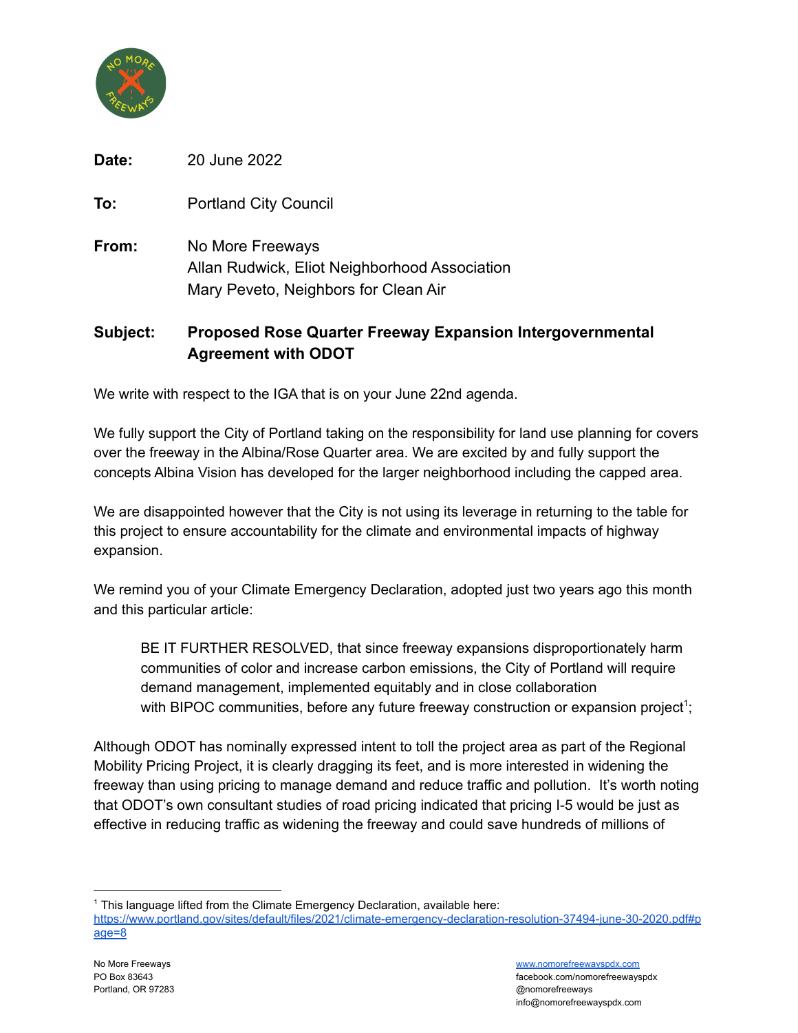**Date:** 20 June 2022

**To:** Portland City Council

**From:** No More Freeways
Allan Rudwick, Eliot Neighborhood Association
Mary Peveto, Neighbors for Clean Air

**Subject: Proposed Rose Quarter Freeway Expansion Intergovernmental Agreement with ODOT**

We write with respect to the IGA that is on your June 22nd agenda.

We fully support the City of Portland taking on the responsibility for land use planning for covers over the freeway in the Albina/Rose Quarter area. We are excited by and fully support the concepts Albina Vision has developed for the larger neighborhood including the capped area.

We are disappointed however that the City is not using its leverage in returning to the table for this project to ensure accountability for the climate and environmental impacts of highway expansion.

We remind you of your Climate Emergency Declaration, adopted just two years ago this month and this particular article:

> BE IT FURTHER RESOLVED, that since freeway expansions disproportionately harm communities of color and increase carbon emissions, the City of Portland will require demand management, implemented equitably and in close collaboration with BIPOC communities, before any future freeway construction or expansion project[1];

Although ODOT has nominally expressed intent to toll the project area as part of the Regional Mobility Pricing Project, it is clearly dragging its feet, and is more interested in widening the freeway than using pricing to manage demand and reduce traffic and pollution. It's worth noting that ODOT's own consultant studies of road pricing indicated that pricing I-5 would be just as effective in reducing traffic as widening the freeway and could save hundreds of millions of

[1] This language lifted from the Climate Emergency Declaration, available here: https://www.portland.gov/sites/default/files/2021/climate-emergency-declaration-resolution-37494-june-30-2020.pdf#page=8

No More Freeways
PO Box 83643
Portland, OR 97283

www.nomorefreewayspdx.com
facebook.com/nomorefreewayspdx
@nomorefreeways
info@nomorefreewayspdx.com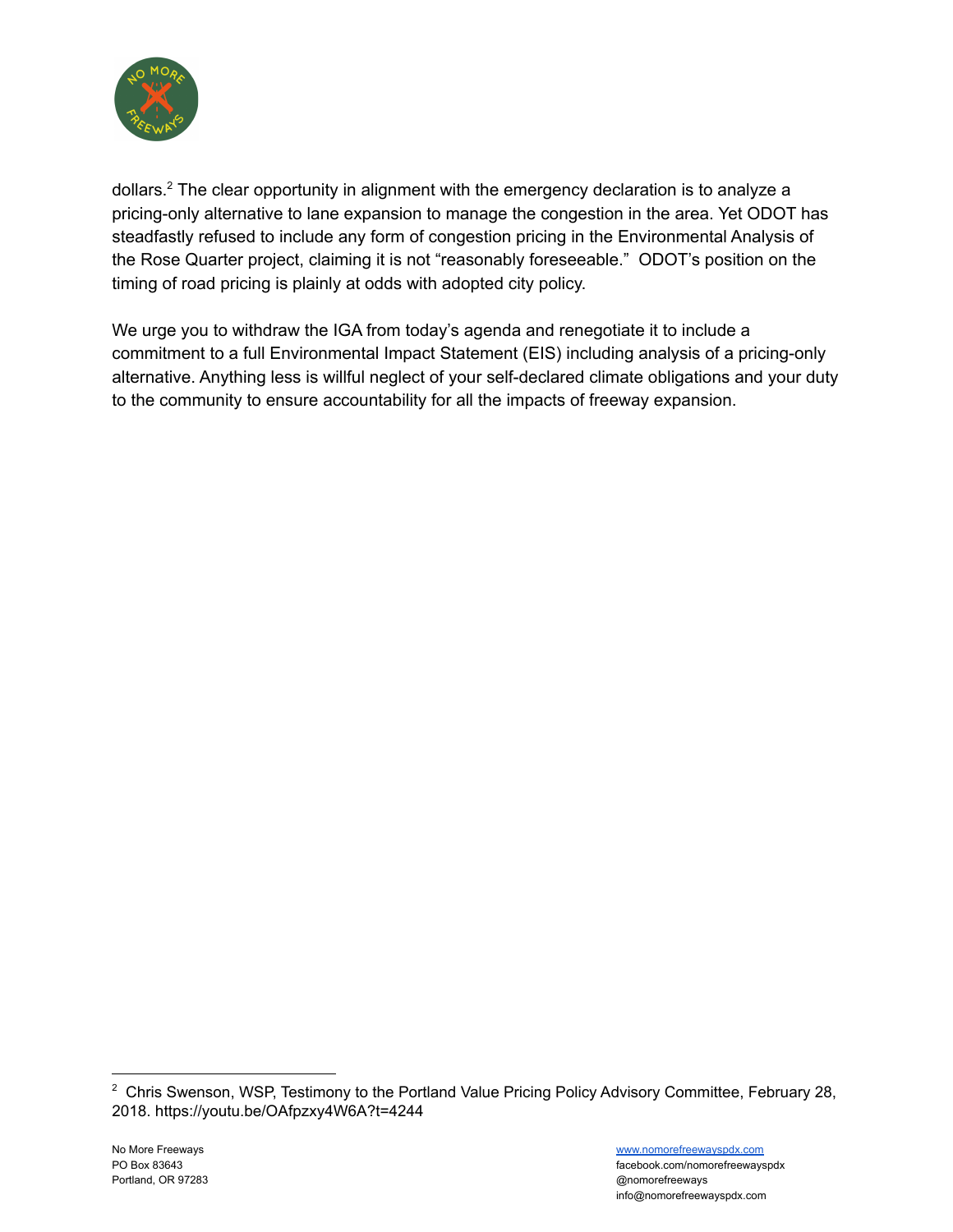dollars.[2] The clear opportunity in alignment with the emergency declaration is to analyze a pricing-only alternative to lane expansion to manage the congestion in the area. Yet ODOT has steadfastly refused to include any form of congestion pricing in the Environmental Analysis of the Rose Quarter project, claiming it is not "reasonably foreseeable." ODOT's position on the timing of road pricing is plainly at odds with adopted city policy.

We urge you to withdraw the IGA from today's agenda and renegotiate it to include a commitment to a full Environmental Impact Statement (EIS) including analysis of a pricing-only alternative. Anything less is willful neglect of your self-declared climate obligations and your duty to the community to ensure accountability for all the impacts of freeway expansion.

---

[2] Chris Swenson, WSP, Testimony to the Portland Value Pricing Policy Advisory Committee, February 28, 2018. https://youtu.be/OAfpzxy4W6A?t=4244

No More Freeways
PO Box 83643
Portland, OR 97283

www.nomorefreewayspdx.com
facebook.com/nomorefreewayspdx
@nomorefreeways
info@nomorefreewayspdx.com